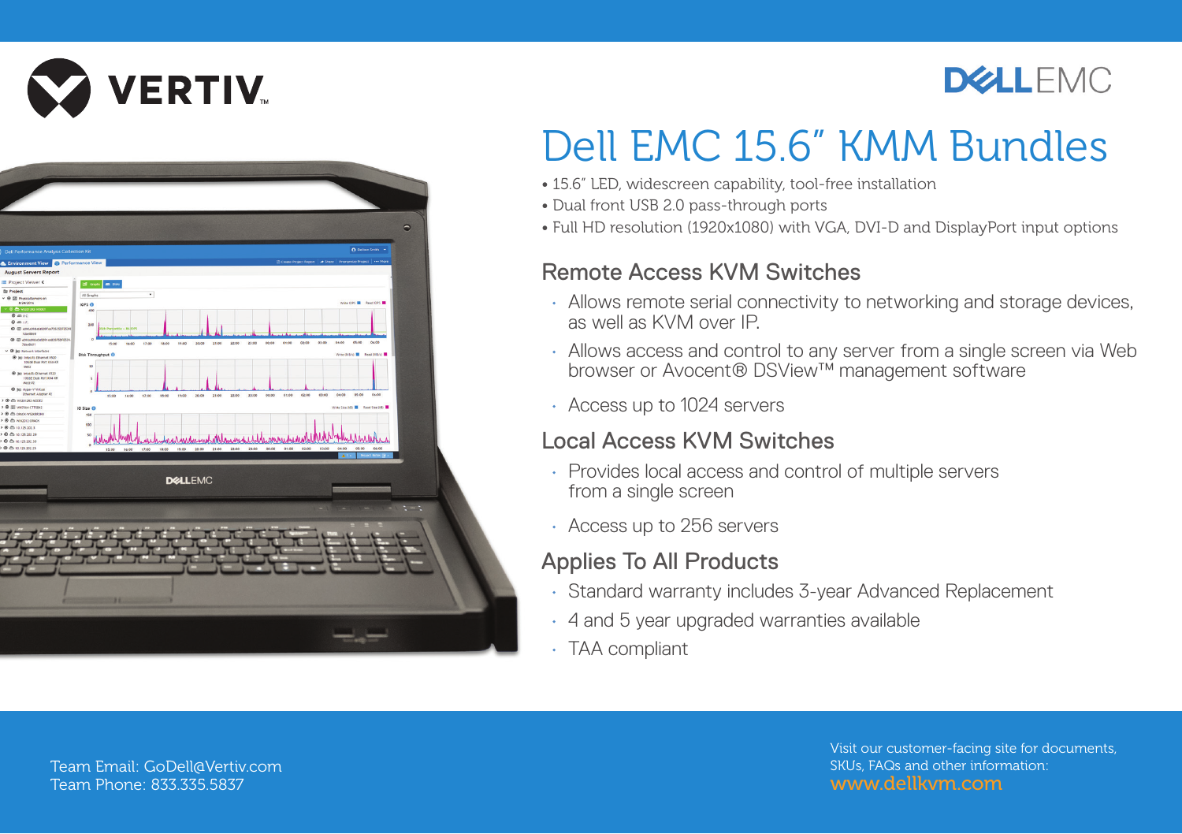VERTIV™

DELL EMC

# Dell EMC 15.6" KMM Bundles

- 15.6" LED, widescreen capability, tool-free installation
- Dual front USB 2.0 pass-through ports
- Full HD resolution (1920x1080) with VGA, DVI-D and DisplayPort input options

## Remote Access KVM Switches

- Allows remote serial connectivity to networking and storage devices, as well as KVM over IP.
- Allows access and control to any server from a single screen via Web browser or Avocent® DSView™ management software
- Access up to 1024 servers

## Local Access KVM Switches

- Provides local access and control of multiple servers from a single screen
- Access up to 256 servers

## Applies To All Products

- Standard warranty includes 3-year Advanced Replacement
- 4 and 5 year upgraded warranties available
- TAA compliant

Team Email: GoDell@Vertiv.com
Team Phone: 833.335.5837

Visit our customer-facing site for documents, SKUs, FAQs and other information:
www.dellkvm.com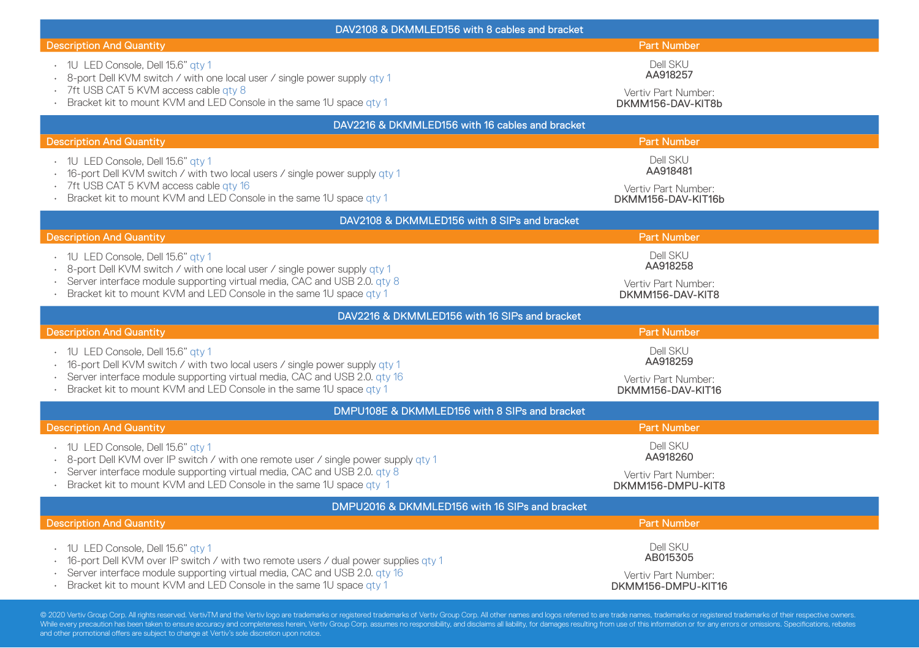## DAV2108 & DKMMLED156 with 8 cables and bracket

| Description And Quantity | Part Number |
|---|---|
| • 1U LED Console, Dell 15.6" qty 1<br>• 8-port Dell KVM switch / with one local user / single power supply qty 1<br>• 7ft USB CAT 5 KVM access cable qty 8<br>• Bracket kit to mount KVM and LED Console in the same 1U space qty 1 | Dell SKU **AA918257**<br>Vertiv Part Number: **DKMM156-DAV-KIT8b** |

## DAV2216 & DKMMLED156 with 16 cables and bracket

| Description And Quantity | Part Number |
|---|---|
| • 1U LED Console, Dell 15.6" qty 1<br>• 16-port Dell KVM switch / with two local users / single power supply qty 1<br>• 7ft USB CAT 5 KVM access cable qty 16<br>• Bracket kit to mount KVM and LED Console in the same 1U space qty 1 | Dell SKU **AA918481**<br>Vertiv Part Number: **DKMM156-DAV-KIT16b** |

## DAV2108 & DKMMLED156 with 8 SIPs and bracket

| Description And Quantity | Part Number |
|---|---|
| • 1U LED Console, Dell 15.6" qty 1<br>• 8-port Dell KVM switch / with one local user / single power supply qty 1<br>• Server interface module supporting virtual media, CAC and USB 2.0. qty 8<br>• Bracket kit to mount KVM and LED Console in the same 1U space qty 1 | Dell SKU **AA918258**<br>Vertiv Part Number: **DKMM156-DAV-KIT8** |

## DAV2216 & DKMMLED156 with 16 SIPs and bracket

| Description And Quantity | Part Number |
|---|---|
| • 1U LED Console, Dell 15.6" qty 1<br>• 16-port Dell KVM switch / with two local users / single power supply qty 1<br>• Server interface module supporting virtual media, CAC and USB 2.0. qty 16<br>• Bracket kit to mount KVM and LED Console in the same 1U space qty 1 | Dell SKU **AA918259**<br>Vertiv Part Number: **DKMM156-DAV-KIT16** |

## DMPU108E & DKMMLED156 with 8 SIPs and bracket

| Description And Quantity | Part Number |
|---|---|
| • 1U LED Console, Dell 15.6" qty 1<br>• 8-port Dell KVM over IP switch / with one remote user / single power supply qty 1<br>• Server interface module supporting virtual media, CAC and USB 2.0. qty 8<br>• Bracket kit to mount KVM and LED Console in the same 1U space qty 1 | Dell SKU **AA918260**<br>Vertiv Part Number: **DKMM156-DMPU-KIT8** |

## DMPU2016 & DKMMLED156 with 16 SIPs and bracket

| Description And Quantity | Part Number |
|---|---|
| • 1U LED Console, Dell 15.6" qty 1<br>• 16-port Dell KVM over IP switch / with two remote users / dual power supplies qty 1<br>• Server interface module supporting virtual media, CAC and USB 2.0. qty 16<br>• Bracket kit to mount KVM and LED Console in the same 1U space qty 1 | Dell SKU **AB015305**<br>Vertiv Part Number: **DKMM156-DMPU-KIT16** |

© 2020 Vertiv Group Corp. All rights reserved. VertivTM and the Vertiv logo are trademarks or registered trademarks of Vertiv Group Corp. All other names and logos referred to are trade names, trademarks or registered trademarks of their respective owners. While every precaution has been taken to ensure accuracy and completeness herein, Vertiv Group Corp. assumes no responsibility, and disclaims all liability, for damages resulting from use of this information or for any errors or omissions. Specifications, rebates and other promotional offers are subject to change at Vertiv's sole discretion upon notice.